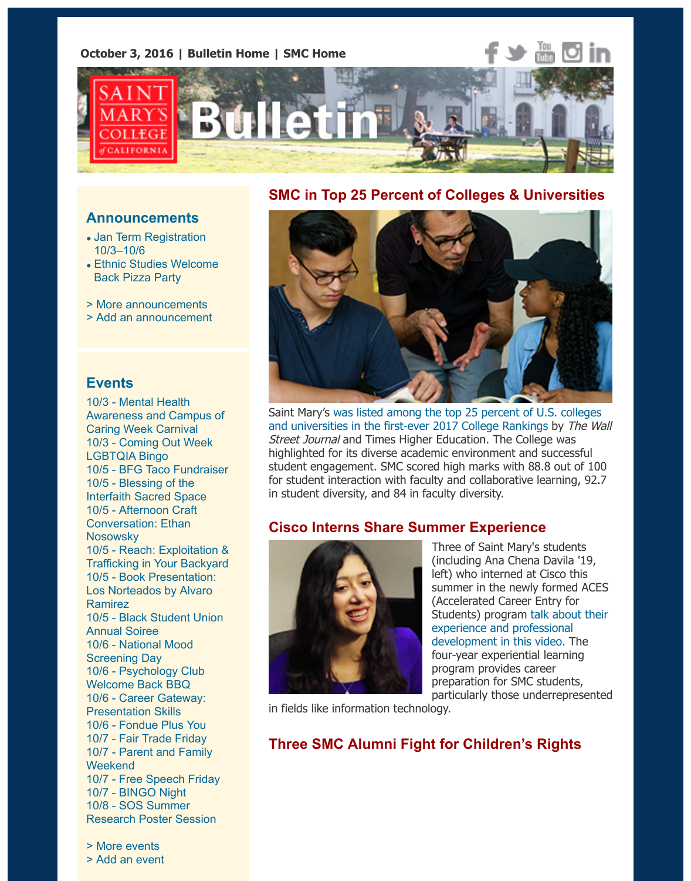October 3, 2016 | Bulletin Home | SMC Home

# Saint Mary's College of California Bulletin

## Announcements

- Jan Term Registration 10/3–10/6
- Ethnic Studies Welcome Back Pizza Party

> More announcements
> Add an announcement

## Events

10/3 - Mental Health Awareness and Campus of Caring Week Carnival
10/3 - Coming Out Week LGBTQIA Bingo
10/5 - BFG Taco Fundraiser
10/5 - Blessing of the Interfaith Sacred Space
10/5 - Afternoon Craft Conversation: Ethan Nosowsky
10/5 - Reach: Exploitation & Trafficking in Your Backyard
10/5 - Book Presentation: Los Norteados by Alvaro Ramirez
10/5 - Black Student Union Annual Soiree
10/6 - National Mood Screening Day
10/6 - Psychology Club Welcome Back BBQ
10/6 - Career Gateway: Presentation Skills
10/6 - Fondue Plus You
10/7 - Fair Trade Friday
10/7 - Parent and Family Weekend
10/7 - Free Speech Friday
10/7 - BINGO Night
10/8 - SOS Summer Research Poster Session

> More events
> Add an event

## SMC in Top 25 Percent of Colleges & Universities

Saint Mary's was listed among the top 25 percent of U.S. colleges and universities in the first-ever 2017 College Rankings by *The Wall Street Journal* and Times Higher Education. The College was highlighted for its diverse academic environment and successful student engagement. SMC scored high marks with 88.8 out of 100 for student interaction with faculty and collaborative learning, 92.7 in student diversity, and 84 in faculty diversity.

## Cisco Interns Share Summer Experience

Three of Saint Mary's students (including Ana Chena Davila '19, left) who interned at Cisco this summer in the newly formed ACES (Accelerated Career Entry for Students) program talk about their experience and professional development in this video. The four-year experiential learning program provides career preparation for SMC students, particularly those underrepresented in fields like information technology.

## Three SMC Alumni Fight for Children's Rights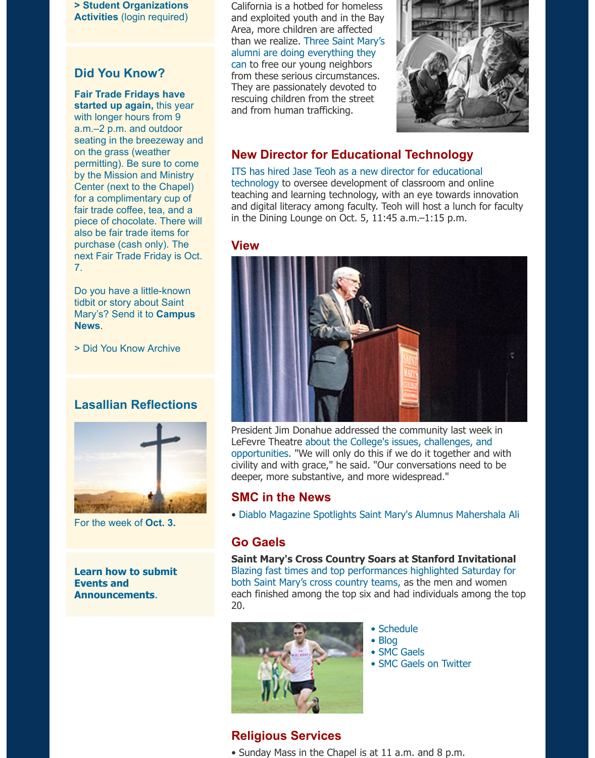**> Student Organizations Activities** (login required)

## Did You Know?

**Fair Trade Fridays have started up again,** this year with longer hours from 9 a.m.–2 p.m. and outdoor seating in the breezeway and on the grass (weather permitting). Be sure to come by the Mission and Ministry Center (next to the Chapel) for a complimentary cup of fair trade coffee, tea, and a piece of chocolate. There will also be fair trade items for purchase (cash only). The next Fair Trade Friday is Oct. 7.

Do you have a little-known tidbit or story about Saint Mary's? Send it to **Campus News**.

> Did You Know Archive

## Lasallian Reflections

For the week of **Oct. 3.**

**Learn how to submit Events and Announcements**.

California is a hotbed for homeless and exploited youth and in the Bay Area, more children are affected than we realize. Three Saint Mary's alumni are doing everything they can to free our young neighbors from these serious circumstances. They are passionately devoted to rescuing children from the street and from human trafficking.

## New Director for Educational Technology

ITS has hired Jase Teoh as a new director for educational technology to oversee development of classroom and online teaching and learning technology, with an eye towards innovation and digital literacy among faculty. Teoh will host a lunch for faculty in the Dining Lounge on Oct. 5, 11:45 a.m.–1:15 p.m.

## View

President Jim Donahue addressed the community last week in LeFevre Theatre about the College's issues, challenges, and opportunities. "We will only do this if we do it together and with civility and with grace," he said. "Our conversations need to be deeper, more substantive, and more widespread."

## SMC in the News

- Diablo Magazine Spotlights Saint Mary's Alumnus Mahershala Ali

## Go Gaels

**Saint Mary's Cross Country Soars at Stanford Invitational**
Blazing fast times and top performances highlighted Saturday for both Saint Mary's cross country teams, as the men and women each finished among the top six and had individuals among the top 20.

- Schedule
- Blog
- SMC Gaels
- SMC Gaels on Twitter

## Religious Services

- Sunday Mass in the Chapel is at 11 a.m. and 8 p.m.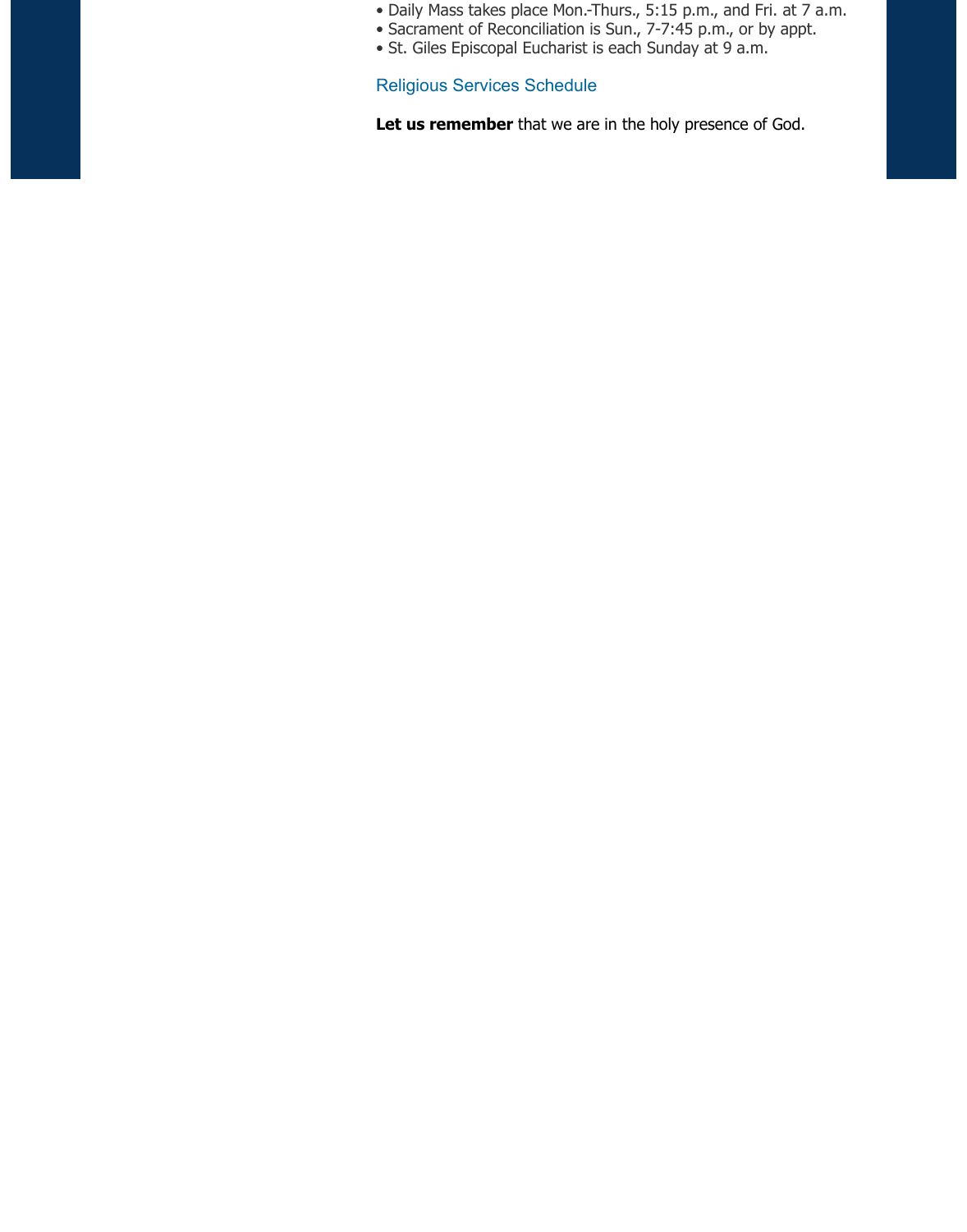- Daily Mass takes place Mon.-Thurs., 5:15 p.m., and Fri. at 7 a.m.
- Sacrament of Reconciliation is Sun., 7-7:45 p.m., or by appt.
- St. Giles Episcopal Eucharist is each Sunday at 9 a.m.

Religious Services Schedule

**Let us remember** that we are in the holy presence of God.